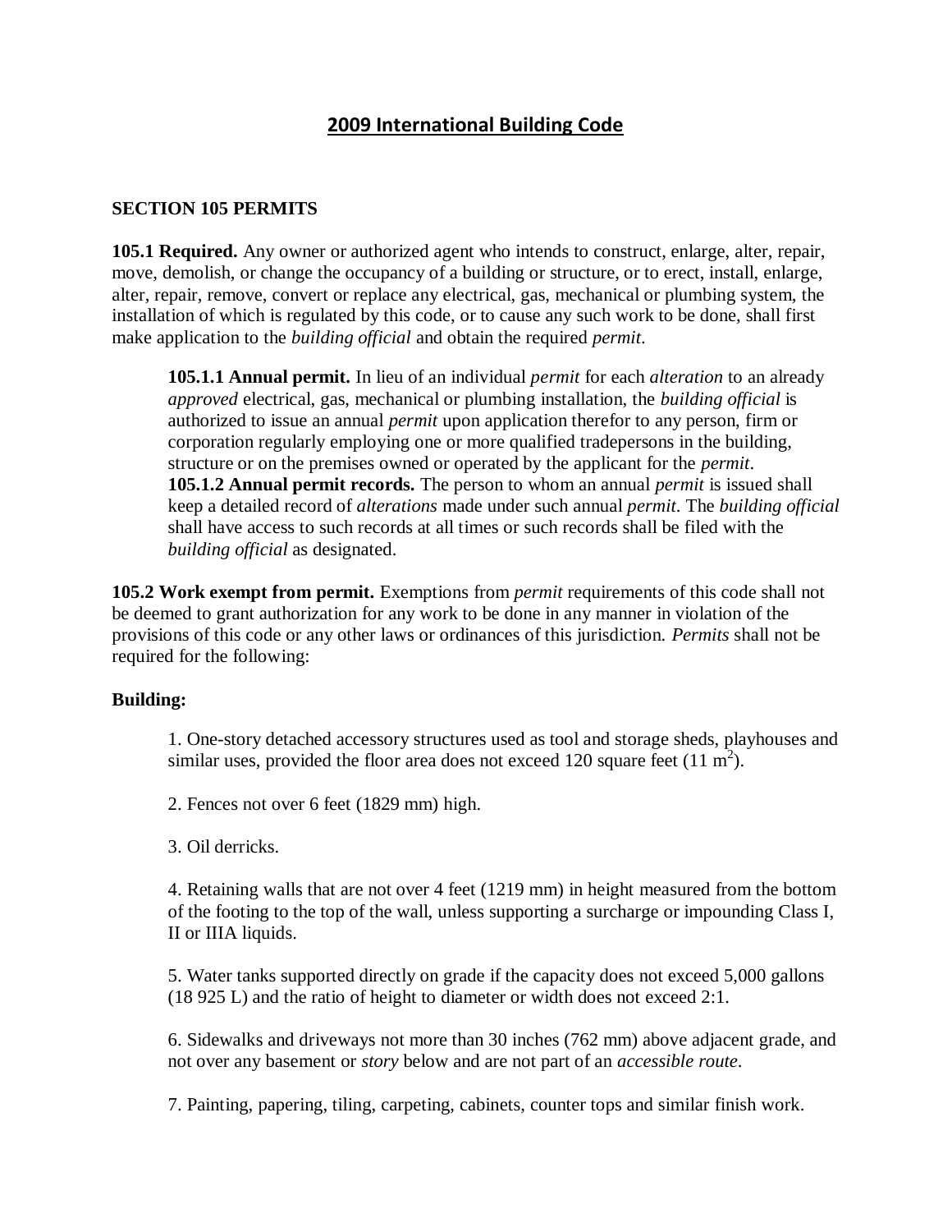# 2009 International Building Code

## SECTION 105 PERMITS

**105.1 Required.** Any owner or authorized agent who intends to construct, enlarge, alter, repair, move, demolish, or change the occupancy of a building or structure, or to erect, install, enlarge, alter, repair, remove, convert or replace any electrical, gas, mechanical or plumbing system, the installation of which is regulated by this code, or to cause any such work to be done, shall first make application to the *building official* and obtain the required *permit*.

> **105.1.1 Annual permit.** In lieu of an individual *permit* for each *alteration* to an already *approved* electrical, gas, mechanical or plumbing installation, the *building official* is authorized to issue an annual *permit* upon application therefor to any person, firm or corporation regularly employing one or more qualified tradepersons in the building, structure or on the premises owned or operated by the applicant for the *permit*.
>
> **105.1.2 Annual permit records.** The person to whom an annual *permit* is issued shall keep a detailed record of *alterations* made under such annual *permit*. The *building official* shall have access to such records at all times or such records shall be filed with the *building official* as designated.

**105.2 Work exempt from permit.** Exemptions from *permit* requirements of this code shall not be deemed to grant authorization for any work to be done in any manner in violation of the provisions of this code or any other laws or ordinances of this jurisdiction. *Permits* shall not be required for the following:

**Building:**

1. One-story detached accessory structures used as tool and storage sheds, playhouses and similar uses, provided the floor area does not exceed 120 square feet (11 $m^2$).

2. Fences not over 6 feet (1829 mm) high.

3. Oil derricks.

4. Retaining walls that are not over 4 feet (1219 mm) in height measured from the bottom of the footing to the top of the wall, unless supporting a surcharge or impounding Class I, II or IIIA liquids.

5. Water tanks supported directly on grade if the capacity does not exceed 5,000 gallons (18 925 L) and the ratio of height to diameter or width does not exceed 2:1.

6. Sidewalks and driveways not more than 30 inches (762 mm) above adjacent grade, and not over any basement or *story* below and are not part of an *accessible route*.

7. Painting, papering, tiling, carpeting, cabinets, counter tops and similar finish work.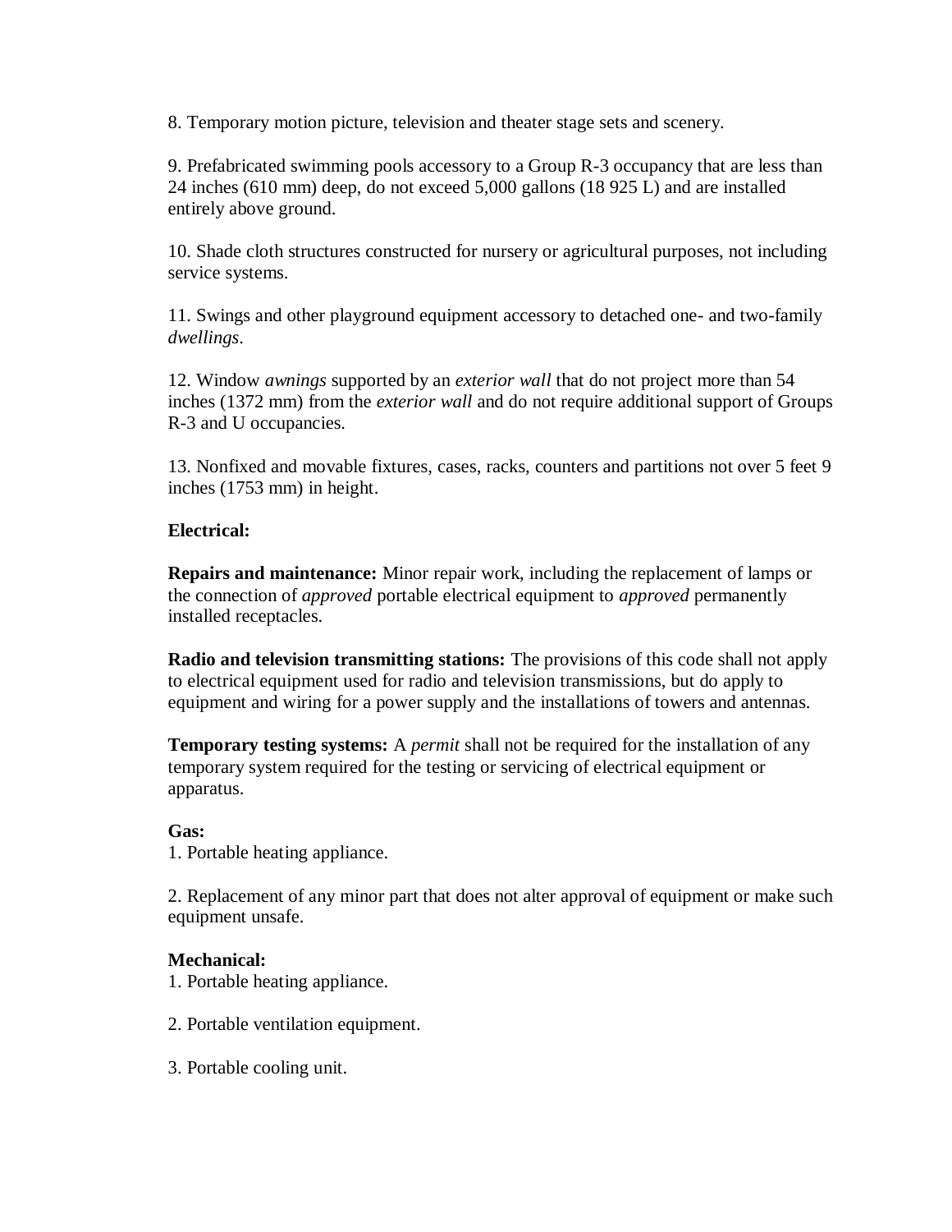8. Temporary motion picture, television and theater stage sets and scenery.

9. Prefabricated swimming pools accessory to a Group R-3 occupancy that are less than 24 inches (610 mm) deep, do not exceed 5,000 gallons (18 925 L) and are installed entirely above ground.

10. Shade cloth structures constructed for nursery or agricultural purposes, not including service systems.

11. Swings and other playground equipment accessory to detached one- and two-family *dwellings*.

12. Window *awnings* supported by an *exterior wall* that do not project more than 54 inches (1372 mm) from the *exterior wall* and do not require additional support of Groups R-3 and U occupancies.

13. Nonfixed and movable fixtures, cases, racks, counters and partitions not over 5 feet 9 inches (1753 mm) in height.

**Electrical:**

**Repairs and maintenance:** Minor repair work, including the replacement of lamps or the connection of *approved* portable electrical equipment to *approved* permanently installed receptacles.

**Radio and television transmitting stations:** The provisions of this code shall not apply to electrical equipment used for radio and television transmissions, but do apply to equipment and wiring for a power supply and the installations of towers and antennas.

**Temporary testing systems:** A *permit* shall not be required for the installation of any temporary system required for the testing or servicing of electrical equipment or apparatus.

**Gas:**

1. Portable heating appliance.

2. Replacement of any minor part that does not alter approval of equipment or make such equipment unsafe.

**Mechanical:**

1. Portable heating appliance.

2. Portable ventilation equipment.

3. Portable cooling unit.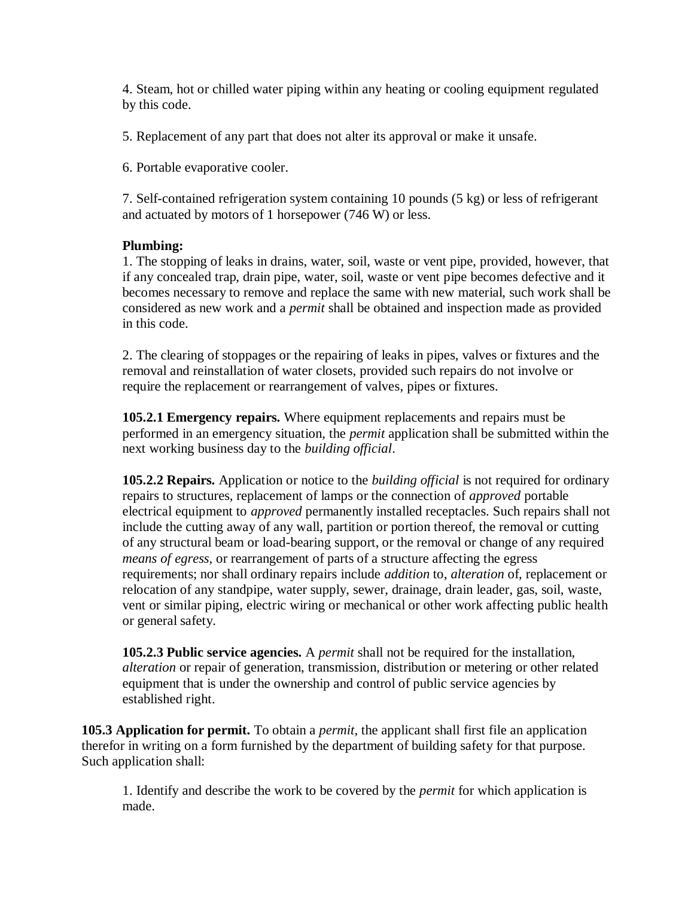4. Steam, hot or chilled water piping within any heating or cooling equipment regulated by this code.

5. Replacement of any part that does not alter its approval or make it unsafe.

6. Portable evaporative cooler.

7. Self-contained refrigeration system containing 10 pounds (5 kg) or less of refrigerant and actuated by motors of 1 horsepower (746 W) or less.

**Plumbing:**

1. The stopping of leaks in drains, water, soil, waste or vent pipe, provided, however, that if any concealed trap, drain pipe, water, soil, waste or vent pipe becomes defective and it becomes necessary to remove and replace the same with new material, such work shall be considered as new work and a *permit* shall be obtained and inspection made as provided in this code.

2. The clearing of stoppages or the repairing of leaks in pipes, valves or fixtures and the removal and reinstallation of water closets, provided such repairs do not involve or require the replacement or rearrangement of valves, pipes or fixtures.

**105.2.1 Emergency repairs.** Where equipment replacements and repairs must be performed in an emergency situation, the *permit* application shall be submitted within the next working business day to the *building official*.

**105.2.2 Repairs.** Application or notice to the *building official* is not required for ordinary repairs to structures, replacement of lamps or the connection of *approved* portable electrical equipment to *approved* permanently installed receptacles. Such repairs shall not include the cutting away of any wall, partition or portion thereof, the removal or cutting of any structural beam or load-bearing support, or the removal or change of any required *means of egress*, or rearrangement of parts of a structure affecting the egress requirements; nor shall ordinary repairs include *addition* to, *alteration* of, replacement or relocation of any standpipe, water supply, sewer, drainage, drain leader, gas, soil, waste, vent or similar piping, electric wiring or mechanical or other work affecting public health or general safety.

**105.2.3 Public service agencies.** A *permit* shall not be required for the installation, *alteration* or repair of generation, transmission, distribution or metering or other related equipment that is under the ownership and control of public service agencies by established right.

**105.3 Application for permit.** To obtain a *permit*, the applicant shall first file an application therefor in writing on a form furnished by the department of building safety for that purpose. Such application shall:

1. Identify and describe the work to be covered by the *permit* for which application is made.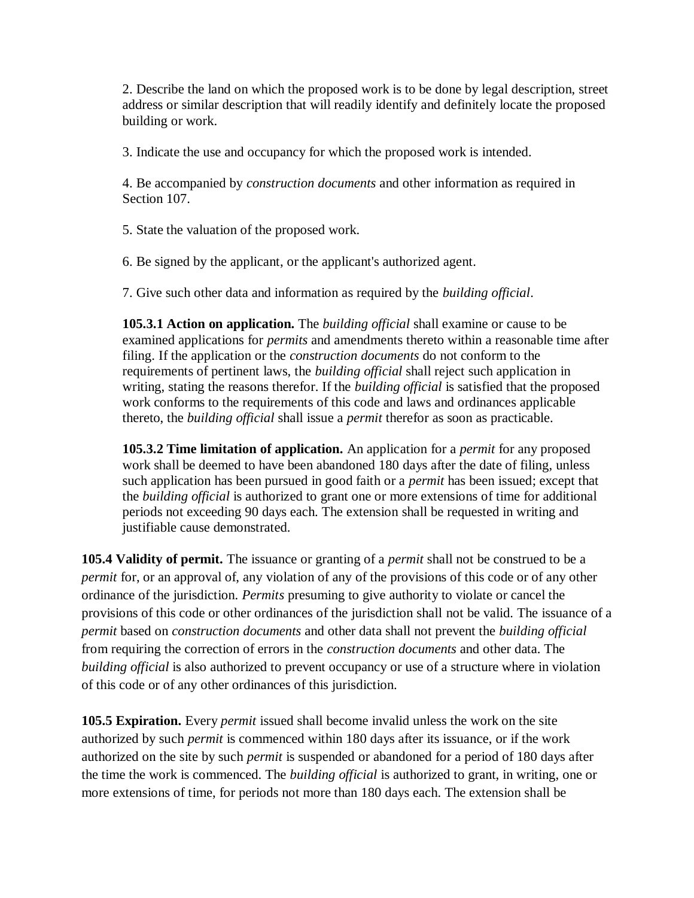2. Describe the land on which the proposed work is to be done by legal description, street address or similar description that will readily identify and definitely locate the proposed building or work.

3. Indicate the use and occupancy for which the proposed work is intended.

4. Be accompanied by *construction documents* and other information as required in Section 107.

5. State the valuation of the proposed work.

6. Be signed by the applicant, or the applicant's authorized agent.

7. Give such other data and information as required by the *building official*.

**105.3.1 Action on application.** The *building official* shall examine or cause to be examined applications for *permits* and amendments thereto within a reasonable time after filing. If the application or the *construction documents* do not conform to the requirements of pertinent laws, the *building official* shall reject such application in writing, stating the reasons therefor. If the *building official* is satisfied that the proposed work conforms to the requirements of this code and laws and ordinances applicable thereto, the *building official* shall issue a *permit* therefor as soon as practicable.

**105.3.2 Time limitation of application.** An application for a *permit* for any proposed work shall be deemed to have been abandoned 180 days after the date of filing, unless such application has been pursued in good faith or a *permit* has been issued; except that the *building official* is authorized to grant one or more extensions of time for additional periods not exceeding 90 days each. The extension shall be requested in writing and justifiable cause demonstrated.

**105.4 Validity of permit.** The issuance or granting of a *permit* shall not be construed to be a *permit* for, or an approval of, any violation of any of the provisions of this code or of any other ordinance of the jurisdiction. *Permits* presuming to give authority to violate or cancel the provisions of this code or other ordinances of the jurisdiction shall not be valid. The issuance of a *permit* based on *construction documents* and other data shall not prevent the *building official* from requiring the correction of errors in the *construction documents* and other data. The *building official* is also authorized to prevent occupancy or use of a structure where in violation of this code or of any other ordinances of this jurisdiction.

**105.5 Expiration.** Every *permit* issued shall become invalid unless the work on the site authorized by such *permit* is commenced within 180 days after its issuance, or if the work authorized on the site by such *permit* is suspended or abandoned for a period of 180 days after the time the work is commenced. The *building official* is authorized to grant, in writing, one or more extensions of time, for periods not more than 180 days each. The extension shall be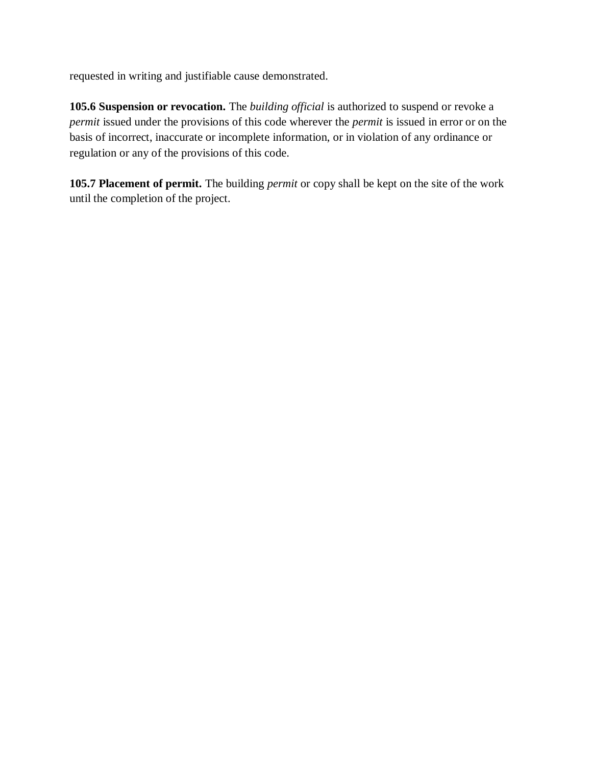requested in writing and justifiable cause demonstrated.

**105.6 Suspension or revocation.** The *building official* is authorized to suspend or revoke a *permit* issued under the provisions of this code wherever the *permit* is issued in error or on the basis of incorrect, inaccurate or incomplete information, or in violation of any ordinance or regulation or any of the provisions of this code.

**105.7 Placement of permit.** The building *permit* or copy shall be kept on the site of the work until the completion of the project.